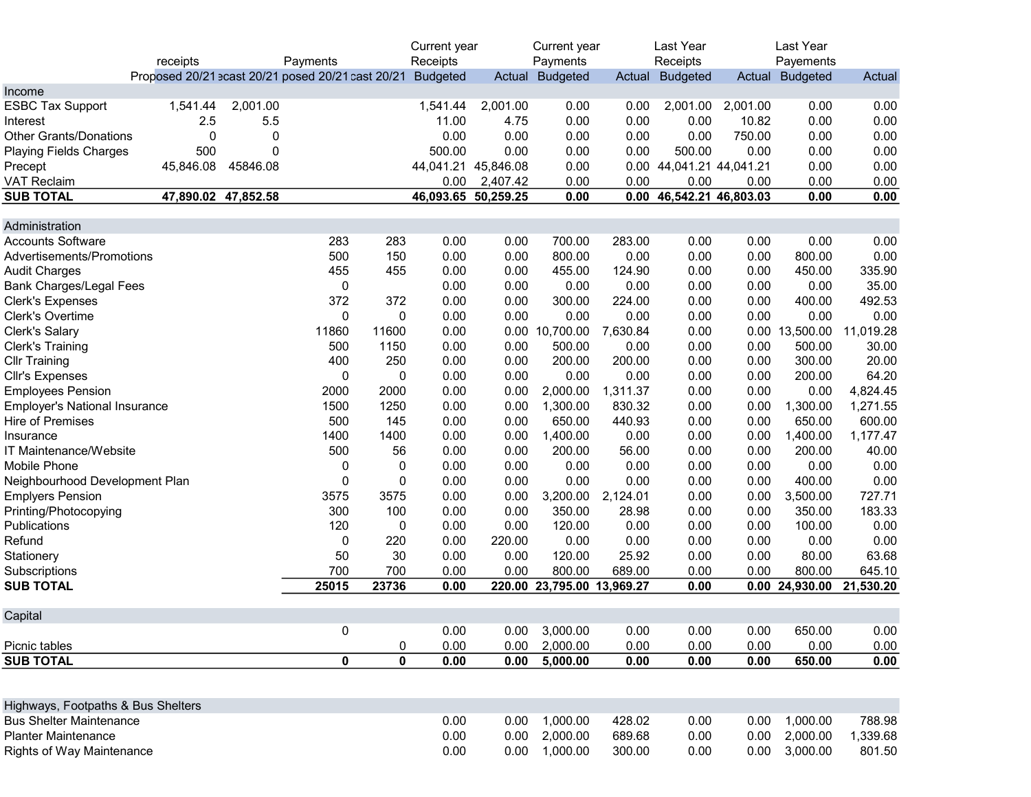| | receipts | | Payments | | Current year Receipts | | Current year Payments | | Last Year Receipts | | Last Year Payements | |
|---|---|---|---|---|---|---|---|---|---|---|---|---|
| | Proposed 20/21 | ecast 20/21 | posed 20/21 | cast 20/21 | Budgeted | Actual | Budgeted | Actual | Budgeted | Actual | Budgeted | Actual |
| **Income** | | | | | | | | | | | | |
| ESBC Tax Support | 1,541.44 | 2,001.00 | | | 1,541.44 | 2,001.00 | 0.00 | 0.00 | 2,001.00 | 2,001.00 | 0.00 | 0.00 |
| Interest | 2.5 | 5.5 | | | 11.00 | 4.75 | 0.00 | 0.00 | 0.00 | 10.82 | 0.00 | 0.00 |
| Other Grants/Donations | 0 | 0 | | | 0.00 | 0.00 | 0.00 | 0.00 | 0.00 | 750.00 | 0.00 | 0.00 |
| Playing Fields Charges | 500 | 0 | | | 500.00 | 0.00 | 0.00 | 0.00 | 500.00 | 0.00 | 0.00 | 0.00 |
| Precept | 45,846.08 | 45846.08 | | | 44,041.21 | 45,846.08 | 0.00 | 0.00 | 44,041.21 | 44,041.21 | 0.00 | 0.00 |
| VAT Reclaim | | | | | 0.00 | 2,407.42 | 0.00 | 0.00 | 0.00 | 0.00 | 0.00 | 0.00 |
| **SUB TOTAL** | **47,890.02** | **47,852.58** | | | **46,093.65** | **50,259.25** | **0.00** | **0.00** | **46,542.21** | **46,803.03** | **0.00** | **0.00** |
| | | | | | | | | | | | | |
| **Administration** | | | | | | | | | | | | |
| Accounts Software | | | 283 | 283 | 0.00 | 0.00 | 700.00 | 283.00 | 0.00 | 0.00 | 0.00 | 0.00 |
| Advertisements/Promotions | | | 500 | 150 | 0.00 | 0.00 | 800.00 | 0.00 | 0.00 | 0.00 | 800.00 | 0.00 |
| Audit Charges | | | 455 | 455 | 0.00 | 0.00 | 455.00 | 124.90 | 0.00 | 0.00 | 450.00 | 335.90 |
| Bank Charges/Legal Fees | | | 0 | | 0.00 | 0.00 | 0.00 | 0.00 | 0.00 | 0.00 | 0.00 | 35.00 |
| Clerk's Expenses | | | 372 | 372 | 0.00 | 0.00 | 300.00 | 224.00 | 0.00 | 0.00 | 400.00 | 492.53 |
| Clerk's Overtime | | | 0 | 0 | 0.00 | 0.00 | 0.00 | 0.00 | 0.00 | 0.00 | 0.00 | 0.00 |
| Clerk's Salary | | | 11860 | 11600 | 0.00 | 0.00 | 10,700.00 | 7,630.84 | 0.00 | 0.00 | 13,500.00 | 11,019.28 |
| Clerk's Training | | | 500 | 1150 | 0.00 | 0.00 | 500.00 | 0.00 | 0.00 | 0.00 | 500.00 | 30.00 |
| Cllr Training | | | 400 | 250 | 0.00 | 0.00 | 200.00 | 200.00 | 0.00 | 0.00 | 300.00 | 20.00 |
| Cllr's Expenses | | | 0 | 0 | 0.00 | 0.00 | 0.00 | 0.00 | 0.00 | 0.00 | 200.00 | 64.20 |
| Employees Pension | | | 2000 | 2000 | 0.00 | 0.00 | 2,000.00 | 1,311.37 | 0.00 | 0.00 | 0.00 | 4,824.45 |
| Employer's National Insurance | | | 1500 | 1250 | 0.00 | 0.00 | 1,300.00 | 830.32 | 0.00 | 0.00 | 1,300.00 | 1,271.55 |
| Hire of Premises | | | 500 | 145 | 0.00 | 0.00 | 650.00 | 440.93 | 0.00 | 0.00 | 650.00 | 600.00 |
| Insurance | | | 1400 | 1400 | 0.00 | 0.00 | 1,400.00 | 0.00 | 0.00 | 0.00 | 1,400.00 | 1,177.47 |
| IT Maintenance/Website | | | 500 | 56 | 0.00 | 0.00 | 200.00 | 56.00 | 0.00 | 0.00 | 200.00 | 40.00 |
| Mobile Phone | | | 0 | 0 | 0.00 | 0.00 | 0.00 | 0.00 | 0.00 | 0.00 | 0.00 | 0.00 |
| Neighbourhood Development Plan | | | 0 | 0 | 0.00 | 0.00 | 0.00 | 0.00 | 0.00 | 0.00 | 400.00 | 0.00 |
| Emplyers Pension | | | 3575 | 3575 | 0.00 | 0.00 | 3,200.00 | 2,124.01 | 0.00 | 0.00 | 3,500.00 | 727.71 |
| Printing/Photocopying | | | 300 | 100 | 0.00 | 0.00 | 350.00 | 28.98 | 0.00 | 0.00 | 350.00 | 183.33 |
| Publications | | | 120 | 0 | 0.00 | 0.00 | 120.00 | 0.00 | 0.00 | 0.00 | 100.00 | 0.00 |
| Refund | | | 0 | 220 | 0.00 | 220.00 | 0.00 | 0.00 | 0.00 | 0.00 | 0.00 | 0.00 |
| Stationery | | | 50 | 30 | 0.00 | 0.00 | 120.00 | 25.92 | 0.00 | 0.00 | 80.00 | 63.68 |
| Subscriptions | | | 700 | 700 | 0.00 | 0.00 | 800.00 | 689.00 | 0.00 | 0.00 | 800.00 | 645.10 |
| **SUB TOTAL** | | | **25015** | **23736** | **0.00** | **220.00** | **23,795.00** | **13,969.27** | **0.00** | **0.00** | **24,930.00** | **21,530.20** |
| | | | | | | | | | | | | |
| **Capital** | | | | | | | | | | | | |
| | | | 0 | | 0.00 | 0.00 | 3,000.00 | 0.00 | 0.00 | 0.00 | 650.00 | 0.00 |
| Picnic tables | | | | 0 | 0.00 | 0.00 | 2,000.00 | 0.00 | 0.00 | 0.00 | 0.00 | 0.00 |
| **SUB TOTAL** | | | **0** | **0** | **0.00** | **0.00** | **5,000.00** | **0.00** | **0.00** | **0.00** | **650.00** | **0.00** |
| | | | | | | | | | | | | |
| **Highways, Footpaths & Bus Shelters** | | | | | | | | | | | | |
| Bus Shelter Maintenance | | | | | 0.00 | 0.00 | 1,000.00 | 428.02 | 0.00 | 0.00 | 1,000.00 | 788.98 |
| Planter Maintenance | | | | | 0.00 | 0.00 | 2,000.00 | 689.68 | 0.00 | 0.00 | 2,000.00 | 1,339.68 |
| Rights of Way Maintenance | | | | | 0.00 | 0.00 | 1,000.00 | 300.00 | 0.00 | 0.00 | 3,000.00 | 801.50 |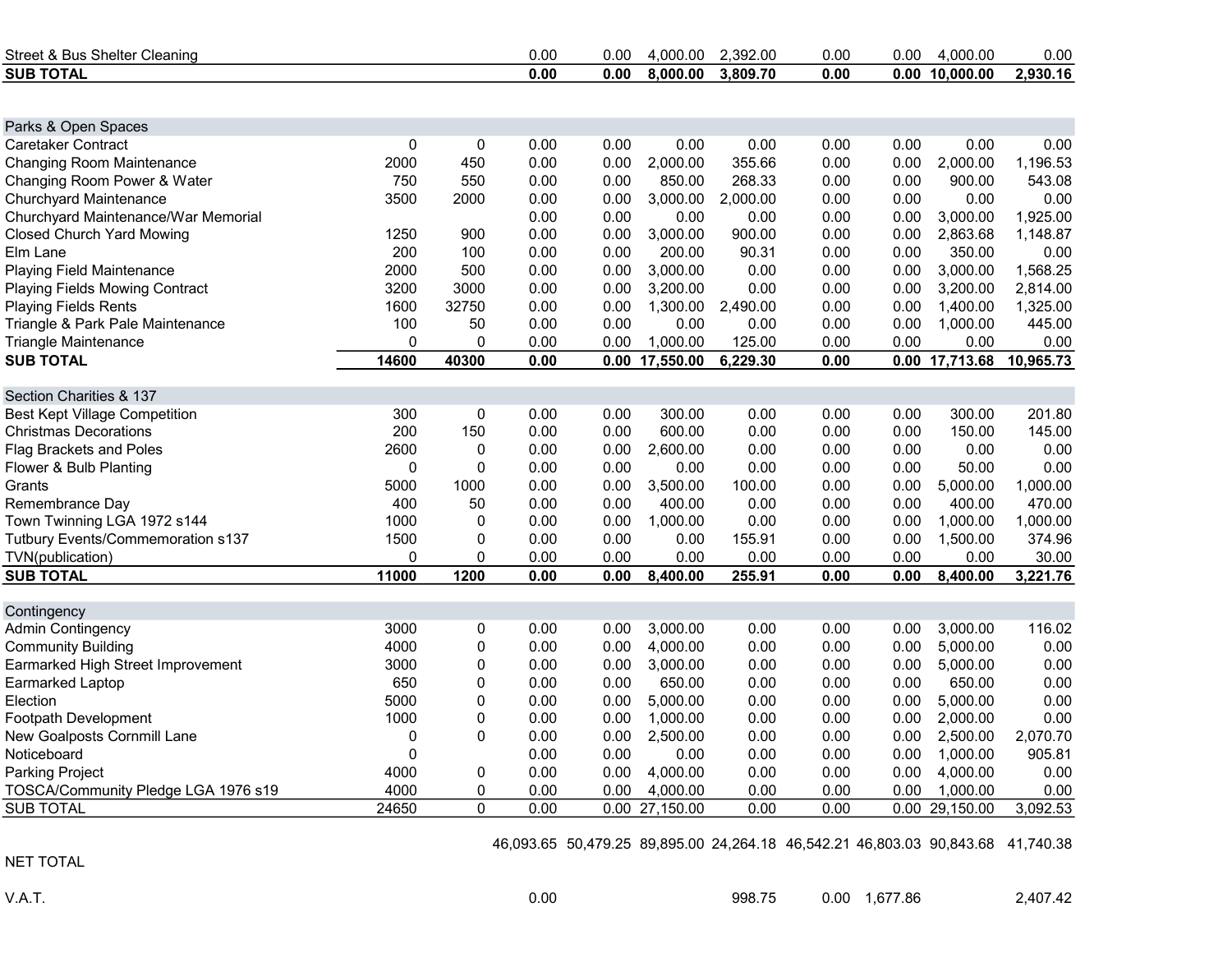| | | | | | | | | | | |
|---|---|---|---|---|---|---|---|---|---|---|
| Street & Bus Shelter Cleaning | | | 0.00 | 0.00 | 4,000.00 | 2,392.00 | 0.00 | 0.00 | 4,000.00 | 0.00 |
| **SUB TOTAL** | | | **0.00** | **0.00** | **8,000.00** | **3,809.70** | **0.00** | **0.00** | **10,000.00** | **2,930.16** |
| | | | | | | | | | | |
| **Parks & Open Spaces** | | | | | | | | | | |
| Caretaker Contract | 0 | 0 | 0.00 | 0.00 | 0.00 | 0.00 | 0.00 | 0.00 | 0.00 | 0.00 |
| Changing Room Maintenance | 2000 | 450 | 0.00 | 0.00 | 2,000.00 | 355.66 | 0.00 | 0.00 | 2,000.00 | 1,196.53 |
| Changing Room Power & Water | 750 | 550 | 0.00 | 0.00 | 850.00 | 268.33 | 0.00 | 0.00 | 900.00 | 543.08 |
| Churchyard Maintenance | 3500 | 2000 | 0.00 | 0.00 | 3,000.00 | 2,000.00 | 0.00 | 0.00 | 0.00 | 0.00 |
| Churchyard Maintenance/War Memorial | | | 0.00 | 0.00 | 0.00 | 0.00 | 0.00 | 0.00 | 3,000.00 | 1,925.00 |
| Closed Church Yard Mowing | 1250 | 900 | 0.00 | 0.00 | 3,000.00 | 900.00 | 0.00 | 0.00 | 2,863.68 | 1,148.87 |
| Elm Lane | 200 | 100 | 0.00 | 0.00 | 200.00 | 90.31 | 0.00 | 0.00 | 350.00 | 0.00 |
| Playing Field Maintenance | 2000 | 500 | 0.00 | 0.00 | 3,000.00 | 0.00 | 0.00 | 0.00 | 3,000.00 | 1,568.25 |
| Playing Fields Mowing Contract | 3200 | 3000 | 0.00 | 0.00 | 3,200.00 | 0.00 | 0.00 | 0.00 | 3,200.00 | 2,814.00 |
| Playing Fields Rents | 1600 | 32750 | 0.00 | 0.00 | 1,300.00 | 2,490.00 | 0.00 | 0.00 | 1,400.00 | 1,325.00 |
| Triangle & Park Pale Maintenance | 100 | 50 | 0.00 | 0.00 | 0.00 | 0.00 | 0.00 | 0.00 | 1,000.00 | 445.00 |
| Triangle Maintenance | 0 | 0 | 0.00 | 0.00 | 1,000.00 | 125.00 | 0.00 | 0.00 | 0.00 | 0.00 |
| **SUB TOTAL** | **14600** | **40300** | **0.00** | **0.00** | **17,550.00** | **6,229.30** | **0.00** | **0.00** | **17,713.68** | **10,965.73** |
| | | | | | | | | | | |
| **Section Charities & 137** | | | | | | | | | | |
| Best Kept Village Competition | 300 | 0 | 0.00 | 0.00 | 300.00 | 0.00 | 0.00 | 0.00 | 300.00 | 201.80 |
| Christmas Decorations | 200 | 150 | 0.00 | 0.00 | 600.00 | 0.00 | 0.00 | 0.00 | 150.00 | 145.00 |
| Flag Brackets and Poles | 2600 | 0 | 0.00 | 0.00 | 2,600.00 | 0.00 | 0.00 | 0.00 | 0.00 | 0.00 |
| Flower & Bulb Planting | 0 | 0 | 0.00 | 0.00 | 0.00 | 0.00 | 0.00 | 0.00 | 50.00 | 0.00 |
| Grants | 5000 | 1000 | 0.00 | 0.00 | 3,500.00 | 100.00 | 0.00 | 0.00 | 5,000.00 | 1,000.00 |
| Remembrance Day | 400 | 50 | 0.00 | 0.00 | 400.00 | 0.00 | 0.00 | 0.00 | 400.00 | 470.00 |
| Town Twinning LGA 1972 s144 | 1000 | 0 | 0.00 | 0.00 | 1,000.00 | 0.00 | 0.00 | 0.00 | 1,000.00 | 1,000.00 |
| Tutbury Events/Commemoration s137 | 1500 | 0 | 0.00 | 0.00 | 0.00 | 155.91 | 0.00 | 0.00 | 1,500.00 | 374.96 |
| TVN(publication) | 0 | 0 | 0.00 | 0.00 | 0.00 | 0.00 | 0.00 | 0.00 | 0.00 | 30.00 |
| **SUB TOTAL** | **11000** | **1200** | **0.00** | **0.00** | **8,400.00** | **255.91** | **0.00** | **0.00** | **8,400.00** | **3,221.76** |
| | | | | | | | | | | |
| **Contingency** | | | | | | | | | | |
| Admin Contingency | 3000 | 0 | 0.00 | 0.00 | 3,000.00 | 0.00 | 0.00 | 0.00 | 3,000.00 | 116.02 |
| Community Building | 4000 | 0 | 0.00 | 0.00 | 4,000.00 | 0.00 | 0.00 | 0.00 | 5,000.00 | 0.00 |
| Earmarked High Street Improvement | 3000 | 0 | 0.00 | 0.00 | 3,000.00 | 0.00 | 0.00 | 0.00 | 5,000.00 | 0.00 |
| Earmarked Laptop | 650 | 0 | 0.00 | 0.00 | 650.00 | 0.00 | 0.00 | 0.00 | 650.00 | 0.00 |
| Election | 5000 | 0 | 0.00 | 0.00 | 5,000.00 | 0.00 | 0.00 | 0.00 | 5,000.00 | 0.00 |
| Footpath Development | 1000 | 0 | 0.00 | 0.00 | 1,000.00 | 0.00 | 0.00 | 0.00 | 2,000.00 | 0.00 |
| New Goalposts Cornmill Lane | 0 | 0 | 0.00 | 0.00 | 2,500.00 | 0.00 | 0.00 | 0.00 | 2,500.00 | 2,070.70 |
| Noticeboard | 0 | | 0.00 | 0.00 | 0.00 | 0.00 | 0.00 | 0.00 | 1,000.00 | 905.81 |
| Parking Project | 4000 | 0 | 0.00 | 0.00 | 4,000.00 | 0.00 | 0.00 | 0.00 | 4,000.00 | 0.00 |
| TOSCA/Community Pledge LGA 1976 s19 | 4000 | 0 | 0.00 | 0.00 | 4,000.00 | 0.00 | 0.00 | 0.00 | 1,000.00 | 0.00 |
| SUB TOTAL | 24650 | 0 | 0.00 | 0.00 | 27,150.00 | 0.00 | 0.00 | 0.00 | 29,150.00 | 3,092.53 |
| | | | | | | | | | | |
| NET TOTAL | | | 46,093.65 | 50,479.25 | 89,895.00 | 24,264.18 | 46,542.21 | 46,803.03 | 90,843.68 | 41,740.38 |
| | | | | | | | | | | |
| V.A.T. | | | 0.00 | | | 998.75 | 0.00 | 1,677.86 | | 2,407.42 |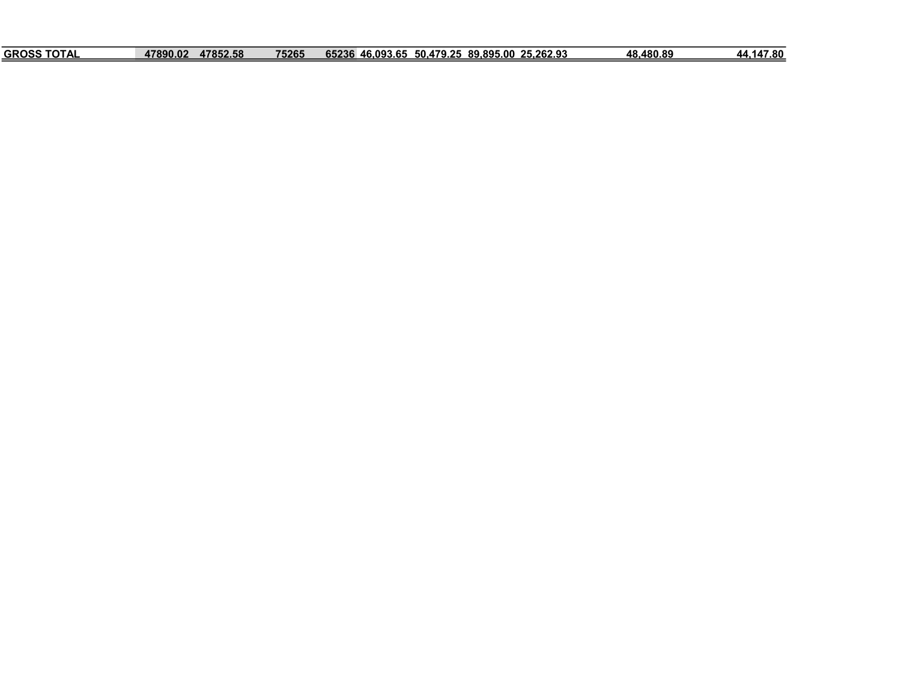| | | | | | | | | | | |
|---|---|---|---|---|---|---|---|---|---|---|
| GROSS TOTAL | 47890.02 | 47852.58 | 75265 | 65236 | 46,093.65 | 50,479.25 | 89,895.00 | 25,262.93 | 48,480.89 | 44,147.80 |